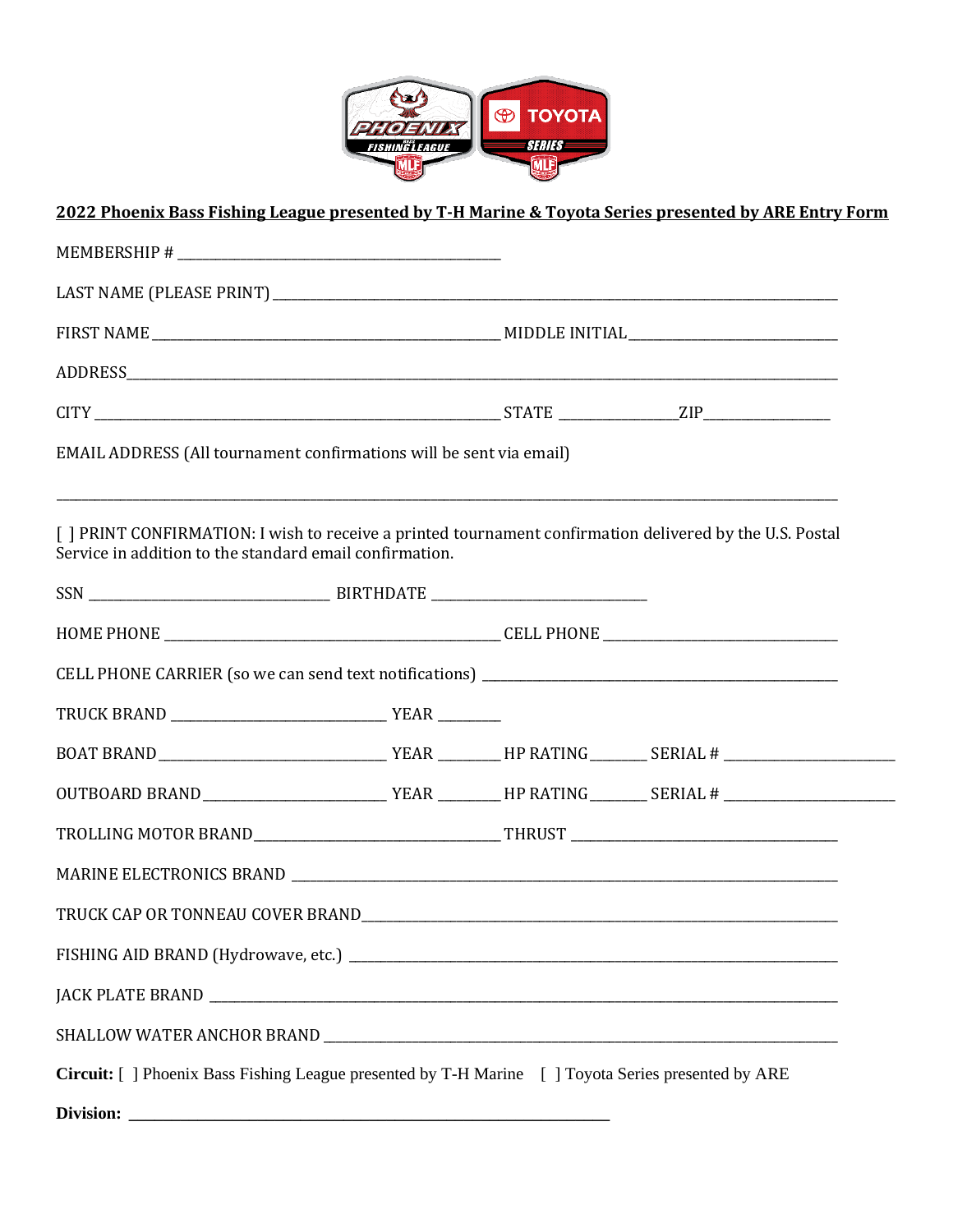**2022 Phoenix Bass Fishing League presented by T-H Marine & Toyota Series presented by ARE Entry Form**

MEMBERSHIP # ______________________________

LAST NAME (PLEASE PRINT) ______________________________________________

FIRST NAME ______________________________ MIDDLE INITIAL __________________

ADDRESS ______________________________________________

CITY ______________________________ STATE __________ ZIP __________

EMAIL ADDRESS (All tournament confirmations will be sent via email)

______________________________________________

[ ] PRINT CONFIRMATION: I wish to receive a printed tournament confirmation delivered by the U.S. Postal Service in addition to the standard email confirmation.

SSN ____________________ BIRTHDATE ____________________

HOME PHONE ______________________________ CELL PHONE ____________________

CELL PHONE CARRIER (so we can send text notifications) ______________________________

TRUCK BRAND ____________________ YEAR ______

BOAT BRAND ____________________ YEAR ______ HP RATING ______ SERIAL # ______________

OUTBOARD BRAND ________________ YEAR ______ HP RATING ______ SERIAL # ______________

TROLLING MOTOR BRAND ______________________ THRUST ______________________

MARINE ELECTRONICS BRAND ______________________________________________

TRUCK CAP OR TONNEAU COVER BRAND ______________________________________

FISHING AID BRAND (Hydrowave, etc.) ______________________________________

JACK PLATE BRAND ______________________________________________

SHALLOW WATER ANCHOR BRAND ______________________________________

**Circuit:** [ ] Phoenix Bass Fishing League presented by T-H Marine [ ] Toyota Series presented by ARE

**Division:** ______________________________________________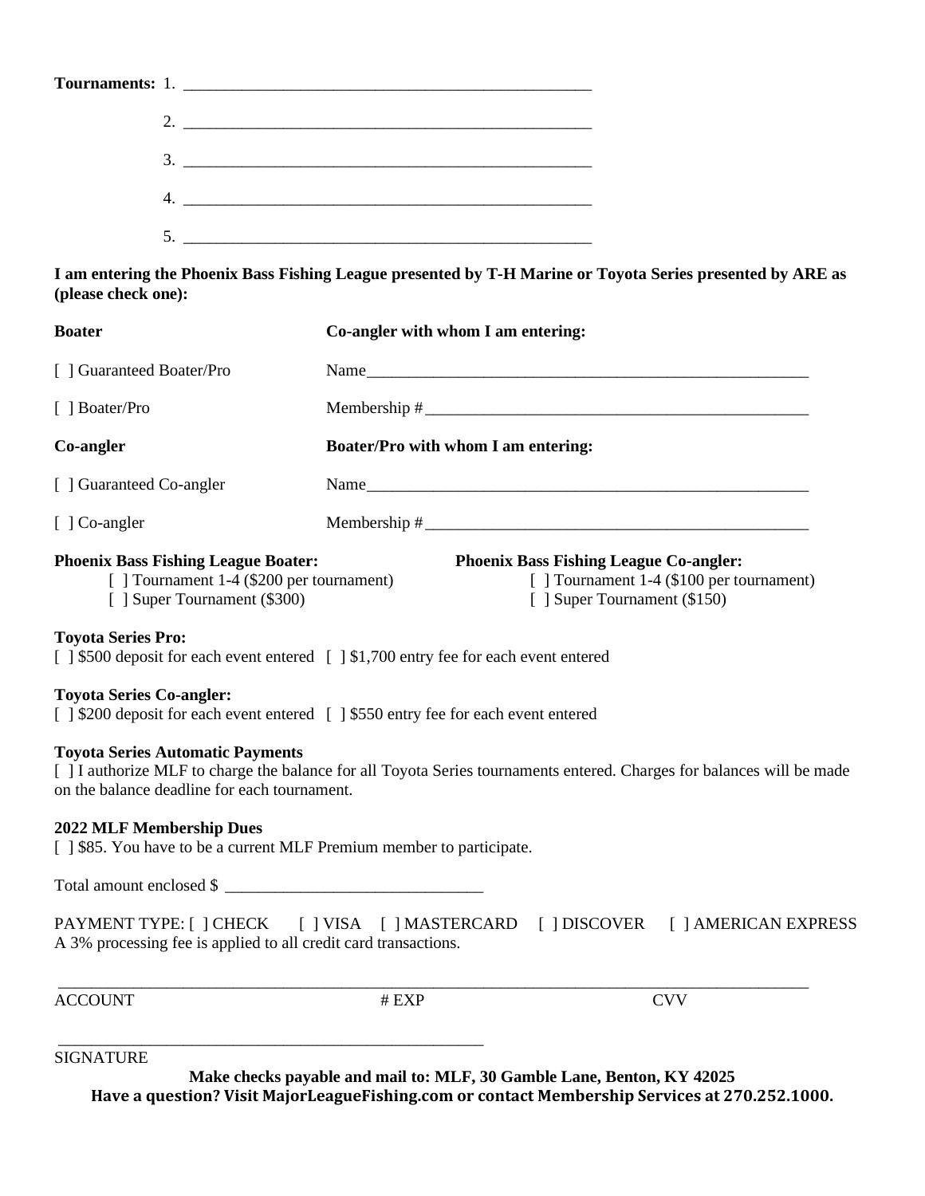**Tournaments:** 1. ______________________________________________

2. ______________________________________________

3. ______________________________________________

4. ______________________________________________

5. ______________________________________________

**I am entering the Phoenix Bass Fishing League presented by T-H Marine or Toyota Series presented by ARE as (please check one):**

| **Boater** | **Co-angler with whom I am entering:** |
|---|---|
| [ ] Guaranteed Boater/Pro | Name______________________________________________ |
| [ ] Boater/Pro | Membership #_________________________________________ |
| **Co-angler** | **Boater/Pro with whom I am entering:** |
| [ ] Guaranteed Co-angler | Name______________________________________________ |
| [ ] Co-angler | Membership #_________________________________________ |

**Phoenix Bass Fishing League Boater:**
- [ ] Tournament 1-4 ($200 per tournament)
- [ ] Super Tournament ($300)

**Phoenix Bass Fishing League Co-angler:**
- [ ] Tournament 1-4 ($100 per tournament)
- [ ] Super Tournament ($150)

**Toyota Series Pro:**
[ ] $500 deposit for each event entered [ ] $1,700 entry fee for each event entered

**Toyota Series Co-angler:**
[ ] $200 deposit for each event entered [ ] $550 entry fee for each event entered

**Toyota Series Automatic Payments**
[ ] I authorize MLF to charge the balance for all Toyota Series tournaments entered. Charges for balances will be made on the balance deadline for each tournament.

**2022 MLF Membership Dues**
[ ] $85. You have to be a current MLF Premium member to participate.

Total amount enclosed $ ___________________________

PAYMENT TYPE: [ ] CHECK [ ] VISA [ ] MASTERCARD [ ] DISCOVER [ ] AMERICAN EXPRESS
A 3% processing fee is applied to all credit card transactions.

______________________________________________________________________________

ACCOUNT # EXP CVV

______________________________________________

SIGNATURE

**Make checks payable and mail to: MLF, 30 Gamble Lane, Benton, KY 42025**
**Have a question? Visit MajorLeagueFishing.com or contact Membership Services at 270.252.1000.**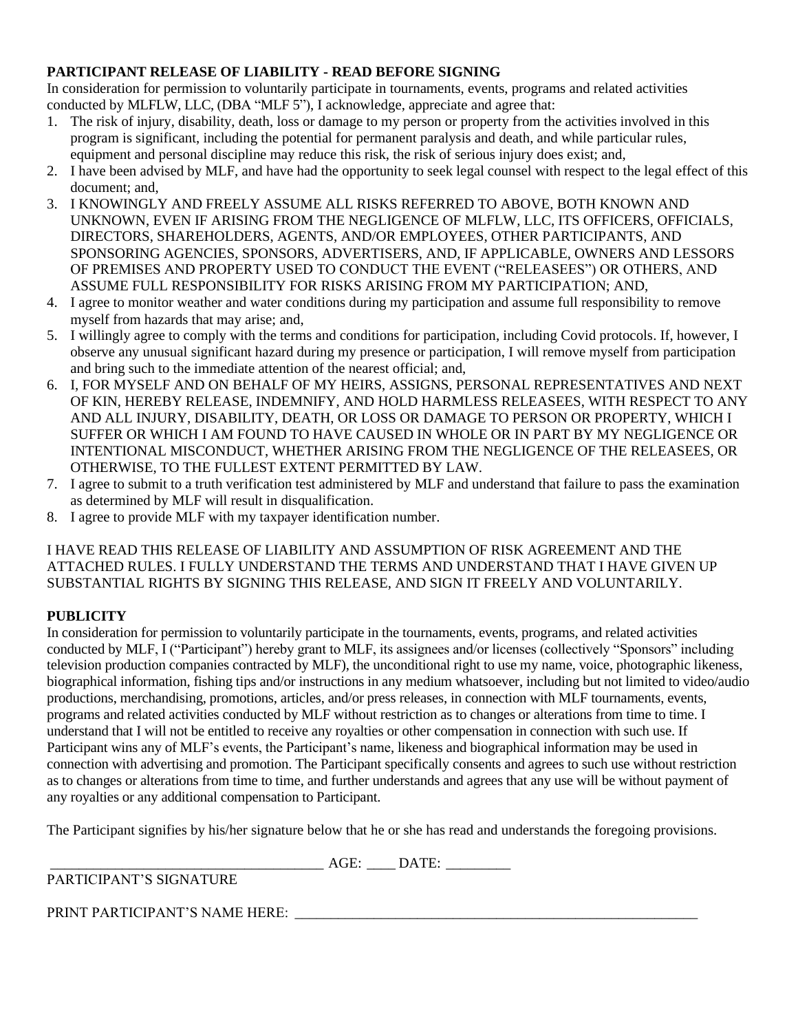**PARTICIPANT RELEASE OF LIABILITY - READ BEFORE SIGNING**

In consideration for permission to voluntarily participate in tournaments, events, programs and related activities conducted by MLFLW, LLC, (DBA "MLF 5"), I acknowledge, appreciate and agree that:

1. The risk of injury, disability, death, loss or damage to my person or property from the activities involved in this program is significant, including the potential for permanent paralysis and death, and while particular rules, equipment and personal discipline may reduce this risk, the risk of serious injury does exist; and,
2. I have been advised by MLF, and have had the opportunity to seek legal counsel with respect to the legal effect of this document; and,
3. I KNOWINGLY AND FREELY ASSUME ALL RISKS REFERRED TO ABOVE, BOTH KNOWN AND UNKNOWN, EVEN IF ARISING FROM THE NEGLIGENCE OF MLFLW, LLC, ITS OFFICERS, OFFICIALS, DIRECTORS, SHAREHOLDERS, AGENTS, AND/OR EMPLOYEES, OTHER PARTICIPANTS, AND SPONSORING AGENCIES, SPONSORS, ADVERTISERS, AND, IF APPLICABLE, OWNERS AND LESSORS OF PREMISES AND PROPERTY USED TO CONDUCT THE EVENT ("RELEASEES") OR OTHERS, AND ASSUME FULL RESPONSIBILITY FOR RISKS ARISING FROM MY PARTICIPATION; AND,
4. I agree to monitor weather and water conditions during my participation and assume full responsibility to remove myself from hazards that may arise; and,
5. I willingly agree to comply with the terms and conditions for participation, including Covid protocols. If, however, I observe any unusual significant hazard during my presence or participation, I will remove myself from participation and bring such to the immediate attention of the nearest official; and,
6. I, FOR MYSELF AND ON BEHALF OF MY HEIRS, ASSIGNS, PERSONAL REPRESENTATIVES AND NEXT OF KIN, HEREBY RELEASE, INDEMNIFY, AND HOLD HARMLESS RELEASEES, WITH RESPECT TO ANY AND ALL INJURY, DISABILITY, DEATH, OR LOSS OR DAMAGE TO PERSON OR PROPERTY, WHICH I SUFFER OR WHICH I AM FOUND TO HAVE CAUSED IN WHOLE OR IN PART BY MY NEGLIGENCE OR INTENTIONAL MISCONDUCT, WHETHER ARISING FROM THE NEGLIGENCE OF THE RELEASEES, OR OTHERWISE, TO THE FULLEST EXTENT PERMITTED BY LAW.
7. I agree to submit to a truth verification test administered by MLF and understand that failure to pass the examination as determined by MLF will result in disqualification.
8. I agree to provide MLF with my taxpayer identification number.

I HAVE READ THIS RELEASE OF LIABILITY AND ASSUMPTION OF RISK AGREEMENT AND THE ATTACHED RULES. I FULLY UNDERSTAND THE TERMS AND UNDERSTAND THAT I HAVE GIVEN UP SUBSTANTIAL RIGHTS BY SIGNING THIS RELEASE, AND SIGN IT FREELY AND VOLUNTARILY.

**PUBLICITY**

In consideration for permission to voluntarily participate in the tournaments, events, programs, and related activities conducted by MLF, I ("Participant") hereby grant to MLF, its assignees and/or licenses (collectively "Sponsors" including television production companies contracted by MLF), the unconditional right to use my name, voice, photographic likeness, biographical information, fishing tips and/or instructions in any medium whatsoever, including but not limited to video/audio productions, merchandising, promotions, articles, and/or press releases, in connection with MLF tournaments, events, programs and related activities conducted by MLF without restriction as to changes or alterations from time to time. I understand that I will not be entitled to receive any royalties or other compensation in connection with such use. If Participant wins any of MLF's events, the Participant's name, likeness and biographical information may be used in connection with advertising and promotion. The Participant specifically consents and agrees to such use without restriction as to changes or alterations from time to time, and further understands and agrees that any use will be without payment of any royalties or any additional compensation to Participant.

The Participant signifies by his/her signature below that he or she has read and understands the foregoing provisions.

______________________________________ AGE: ____ DATE: _________

PARTICIPANT'S SIGNATURE

PRINT PARTICIPANT'S NAME HERE: ___________________________________________________________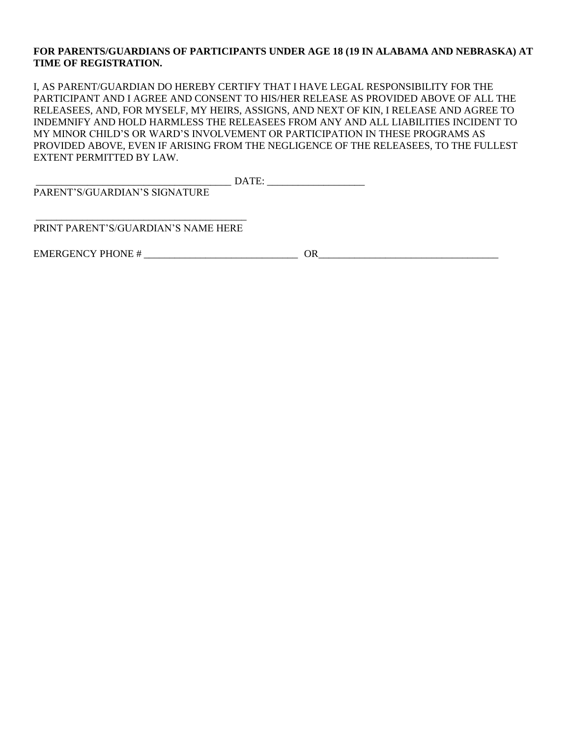**FOR PARENTS/GUARDIANS OF PARTICIPANTS UNDER AGE 18 (19 IN ALABAMA AND NEBRASKA) AT TIME OF REGISTRATION.**

I, AS PARENT/GUARDIAN DO HEREBY CERTIFY THAT I HAVE LEGAL RESPONSIBILITY FOR THE PARTICIPANT AND I AGREE AND CONSENT TO HIS/HER RELEASE AS PROVIDED ABOVE OF ALL THE RELEASEES, AND, FOR MYSELF, MY HEIRS, ASSIGNS, AND NEXT OF KIN, I RELEASE AND AGREE TO INDEMNIFY AND HOLD HARMLESS THE RELEASEES FROM ANY AND ALL LIABILITIES INCIDENT TO MY MINOR CHILD'S OR WARD'S INVOLVEMENT OR PARTICIPATION IN THESE PROGRAMS AS PROVIDED ABOVE, EVEN IF ARISING FROM THE NEGLIGENCE OF THE RELEASEES, TO THE FULLEST EXTENT PERMITTED BY LAW.

_______________________________________ DATE: ___________________

PARENT'S/GUARDIAN'S SIGNATURE

__________________________________________

PRINT PARENT'S/GUARDIAN'S NAME HERE

EMERGENCY PHONE # ______________________________ OR___________________________________